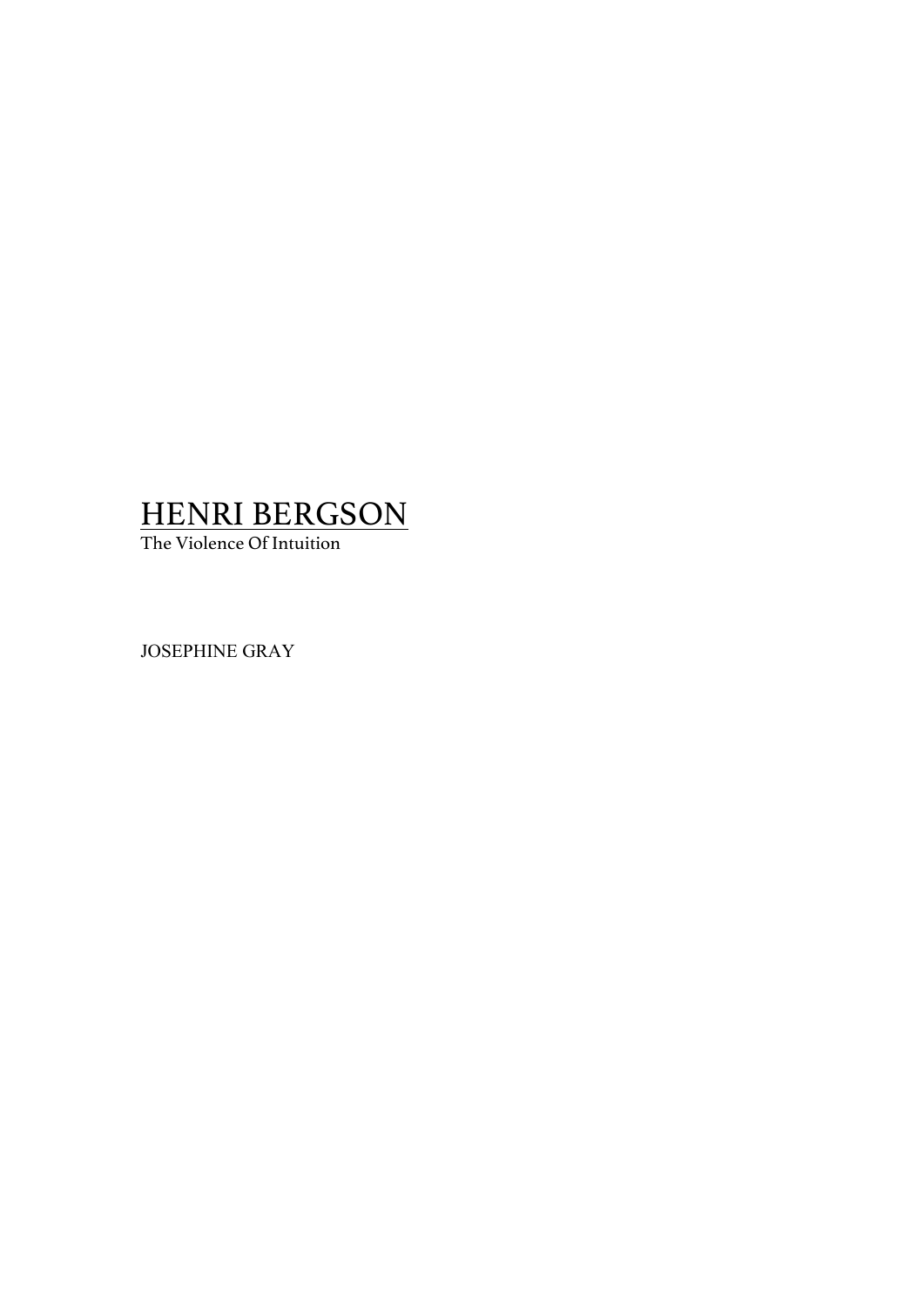# HENRI BERGSON

The Violence Of Intuition

JOSEPHINE GRAY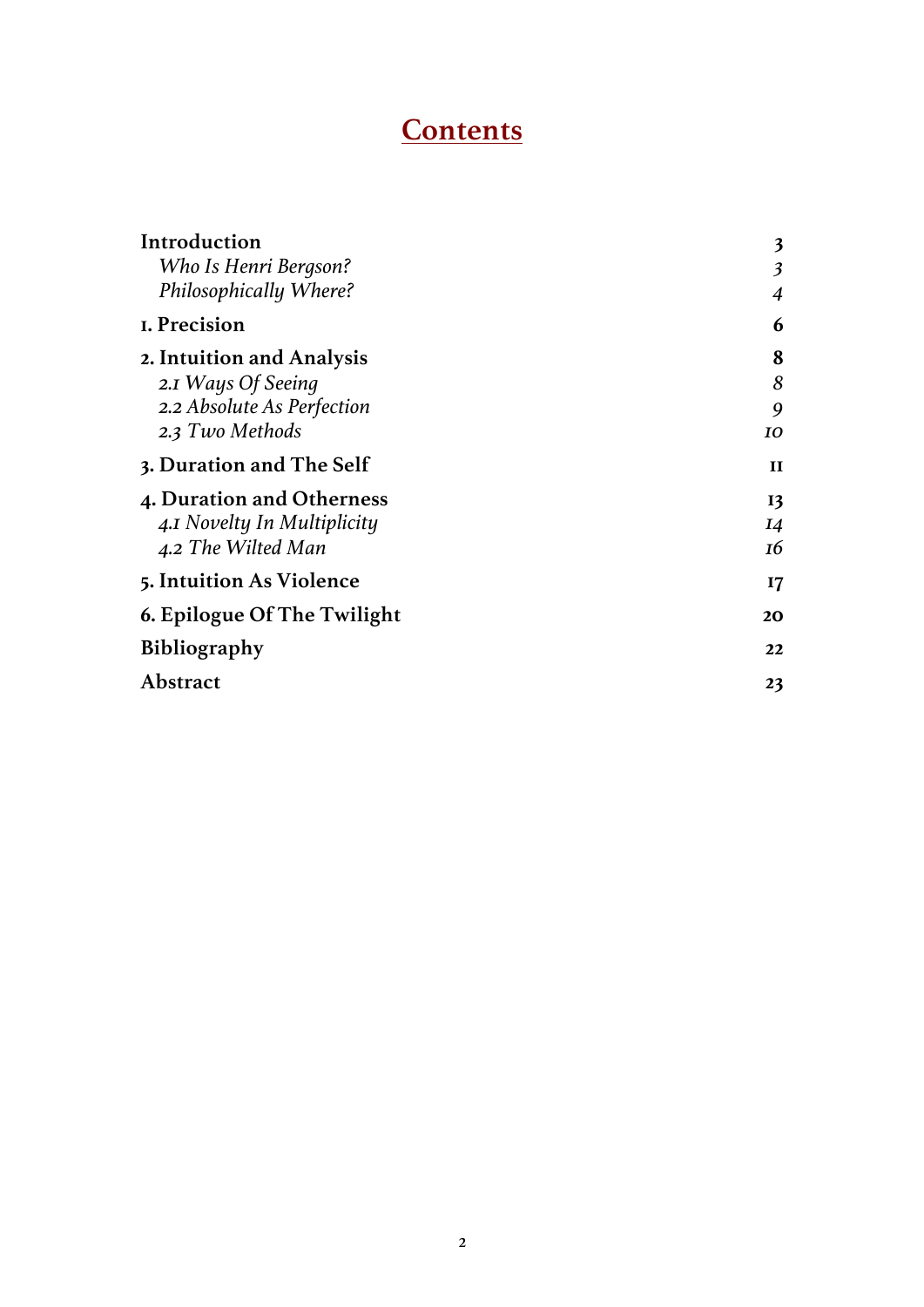# Contents

| | |
|---|---|
| **Introduction** | **3** |
| *Who Is Henri Bergson?* | *3* |
| *Philosophically Where?* | *4* |
| **1. Precision** | **6** |
| **2. Intuition and Analysis** | **8** |
| *2.1 Ways Of Seeing* | *8* |
| *2.2 Absolute As Perfection* | *9* |
| *2.3 Two Methods* | *10* |
| **3. Duration and The Self** | **11** |
| **4. Duration and Otherness** | **13** |
| *4.1 Novelty In Multiplicity* | *14* |
| *4.2 The Wilted Man* | *16* |
| **5. Intuition As Violence** | **17** |
| **6. Epilogue Of The Twilight** | **20** |
| **Bibliography** | **22** |
| **Abstract** | **23** |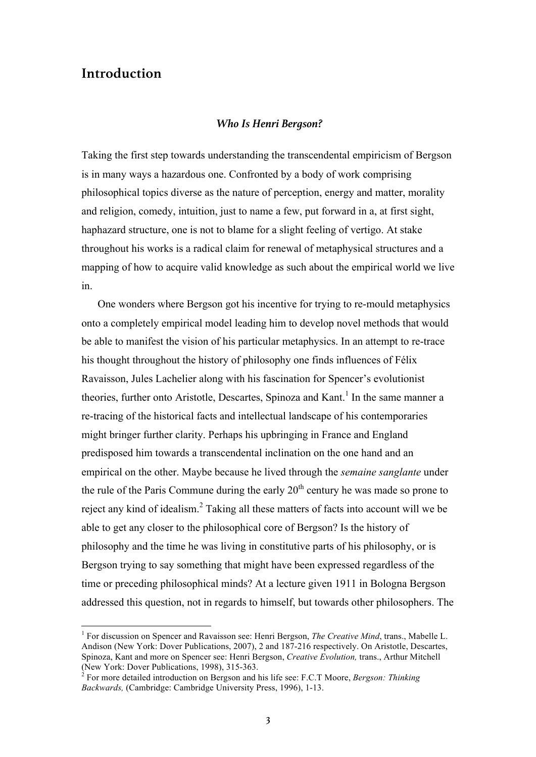# Introduction

### *Who Is Henri Bergson?*

Taking the first step towards understanding the transcendental empiricism of Bergson is in many ways a hazardous one. Confronted by a body of work comprising philosophical topics diverse as the nature of perception, energy and matter, morality and religion, comedy, intuition, just to name a few, put forward in a, at first sight, haphazard structure, one is not to blame for a slight feeling of vertigo. At stake throughout his works is a radical claim for renewal of metaphysical structures and a mapping of how to acquire valid knowledge as such about the empirical world we live in.

One wonders where Bergson got his incentive for trying to re-mould metaphysics onto a completely empirical model leading him to develop novel methods that would be able to manifest the vision of his particular metaphysics. In an attempt to re-trace his thought throughout the history of philosophy one finds influences of Félix Ravaisson, Jules Lachelier along with his fascination for Spencer's evolutionist theories, further onto Aristotle, Descartes, Spinoza and Kant.[1] In the same manner a re-tracing of the historical facts and intellectual landscape of his contemporaries might bringer further clarity. Perhaps his upbringing in France and England predisposed him towards a transcendental inclination on the one hand and an empirical on the other. Maybe because he lived through the *semaine sanglante* under the rule of the Paris Commune during the early 20th century he was made so prone to reject any kind of idealism.[2] Taking all these matters of facts into account will we be able to get any closer to the philosophical core of Bergson? Is the history of philosophy and the time he was living in constitutive parts of his philosophy, or is Bergson trying to say something that might have been expressed regardless of the time or preceding philosophical minds? At a lecture given 1911 in Bologna Bergson addressed this question, not in regards to himself, but towards other philosophers. The

---

[1] For discussion on Spencer and Ravaisson see: Henri Bergson, *The Creative Mind*, trans., Mabelle L. Andison (New York: Dover Publications, 2007), 2 and 187-216 respectively. On Aristotle, Descartes, Spinoza, Kant and more on Spencer see: Henri Bergson, *Creative Evolution,* trans., Arthur Mitchell (New York: Dover Publications, 1998), 315-363.

[2] For more detailed introduction on Bergson and his life see: F.C.T Moore, *Bergson: Thinking Backwards,* (Cambridge: Cambridge University Press, 1996), 1-13.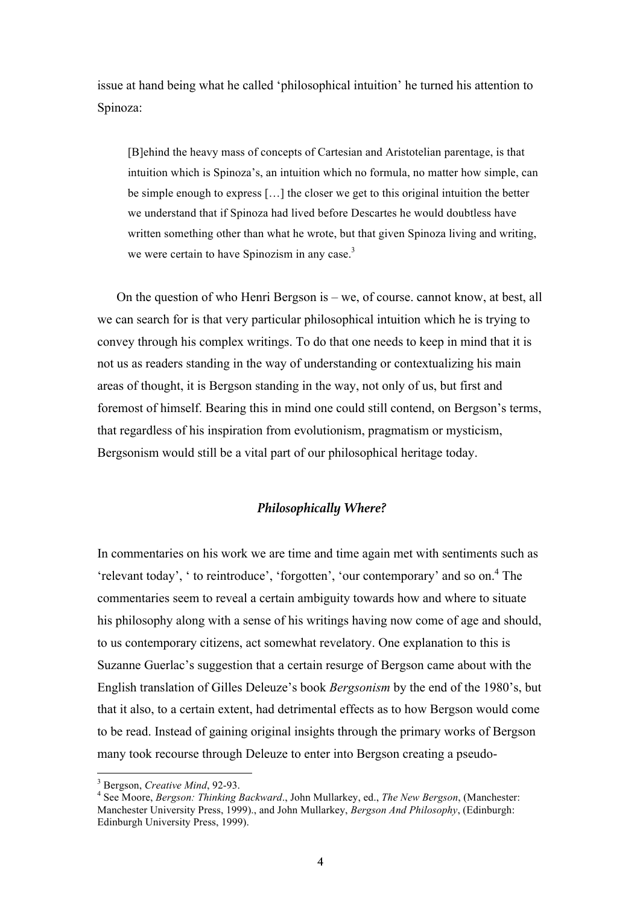issue at hand being what he called 'philosophical intuition' he turned his attention to Spinoza:

> [B]ehind the heavy mass of concepts of Cartesian and Aristotelian parentage, is that intuition which is Spinoza's, an intuition which no formula, no matter how simple, can be simple enough to express […] the closer we get to this original intuition the better we understand that if Spinoza had lived before Descartes he would doubtless have written something other than what he wrote, but that given Spinoza living and writing, we were certain to have Spinozism in any case.[3]

On the question of who Henri Bergson is – we, of course. cannot know, at best, all we can search for is that very particular philosophical intuition which he is trying to convey through his complex writings. To do that one needs to keep in mind that it is not us as readers standing in the way of understanding or contextualizing his main areas of thought, it is Bergson standing in the way, not only of us, but first and foremost of himself. Bearing this in mind one could still contend, on Bergson's terms, that regardless of his inspiration from evolutionism, pragmatism or mysticism, Bergsonism would still be a vital part of our philosophical heritage today.

### *Philosophically Where?*

In commentaries on his work we are time and time again met with sentiments such as 'relevant today', ' to reintroduce', 'forgotten', 'our contemporary' and so on.[4] The commentaries seem to reveal a certain ambiguity towards how and where to situate his philosophy along with a sense of his writings having now come of age and should, to us contemporary citizens, act somewhat revelatory. One explanation to this is Suzanne Guerlac's suggestion that a certain resurge of Bergson came about with the English translation of Gilles Deleuze's book *Bergsonism* by the end of the 1980's, but that it also, to a certain extent, had detrimental effects as to how Bergson would come to be read. Instead of gaining original insights through the primary works of Bergson many took recourse through Deleuze to enter into Bergson creating a pseudo-

---

[3] Bergson, *Creative Mind*, 92-93.

[4] See Moore, *Bergson: Thinking Backward*., John Mullarkey, ed., *The New Bergson*, (Manchester: Manchester University Press, 1999)., and John Mullarkey, *Bergson And Philosophy*, (Edinburgh: Edinburgh University Press, 1999).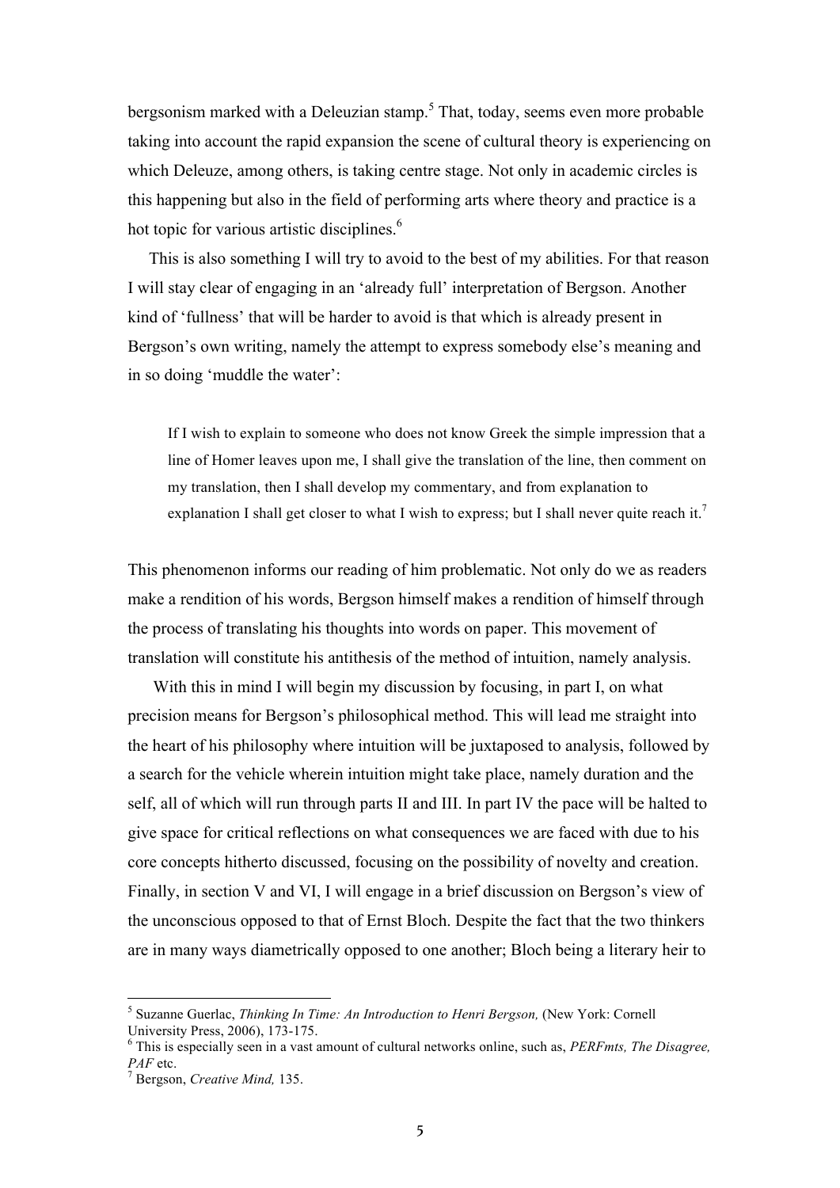bergsonism marked with a Deleuzian stamp.[5] That, today, seems even more probable taking into account the rapid expansion the scene of cultural theory is experiencing on which Deleuze, among others, is taking centre stage. Not only in academic circles is this happening but also in the field of performing arts where theory and practice is a hot topic for various artistic disciplines.[6]

This is also something I will try to avoid to the best of my abilities. For that reason I will stay clear of engaging in an 'already full' interpretation of Bergson. Another kind of 'fullness' that will be harder to avoid is that which is already present in Bergson's own writing, namely the attempt to express somebody else's meaning and in so doing 'muddle the water':

> If I wish to explain to someone who does not know Greek the simple impression that a line of Homer leaves upon me, I shall give the translation of the line, then comment on my translation, then I shall develop my commentary, and from explanation to explanation I shall get closer to what I wish to express; but I shall never quite reach it.[7]

This phenomenon informs our reading of him problematic. Not only do we as readers make a rendition of his words, Bergson himself makes a rendition of himself through the process of translating his thoughts into words on paper. This movement of translation will constitute his antithesis of the method of intuition, namely analysis.

With this in mind I will begin my discussion by focusing, in part I, on what precision means for Bergson's philosophical method. This will lead me straight into the heart of his philosophy where intuition will be juxtaposed to analysis, followed by a search for the vehicle wherein intuition might take place, namely duration and the self, all of which will run through parts II and III. In part IV the pace will be halted to give space for critical reflections on what consequences we are faced with due to his core concepts hitherto discussed, focusing on the possibility of novelty and creation. Finally, in section V and VI, I will engage in a brief discussion on Bergson's view of the unconscious opposed to that of Ernst Bloch. Despite the fact that the two thinkers are in many ways diametrically opposed to one another; Bloch being a literary heir to

---

[5] Suzanne Guerlac, *Thinking In Time: An Introduction to Henri Bergson,* (New York: Cornell University Press, 2006), 173-175.

[6] This is especially seen in a vast amount of cultural networks online, such as, *PERFmts, The Disagree, PAF* etc.

[7] Bergson, *Creative Mind,* 135.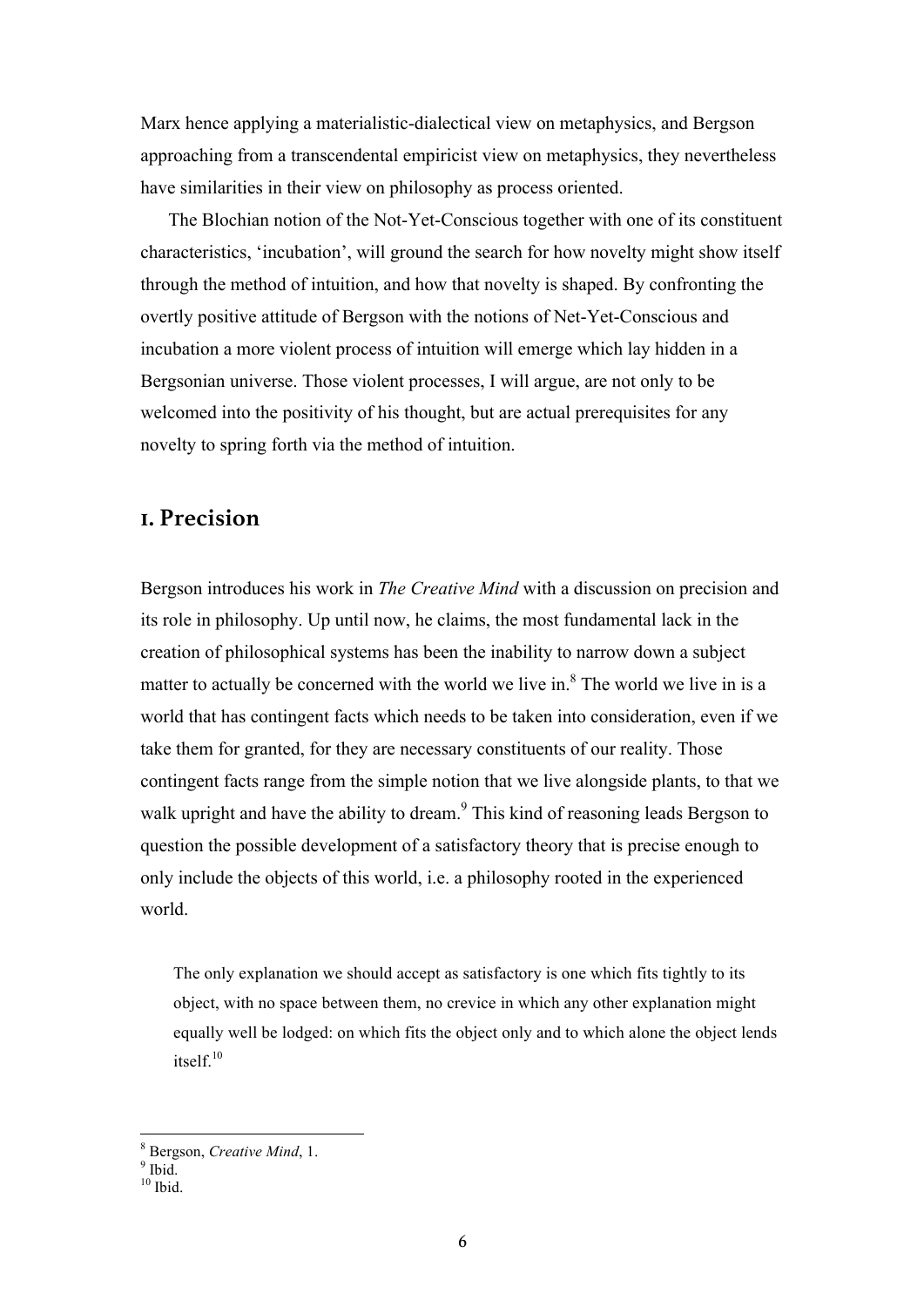Marx hence applying a materialistic-dialectical view on metaphysics, and Bergson approaching from a transcendental empiricist view on metaphysics, they nevertheless have similarities in their view on philosophy as process oriented.

The Blochian notion of the Not-Yet-Conscious together with one of its constituent characteristics, 'incubation', will ground the search for how novelty might show itself through the method of intuition, and how that novelty is shaped. By confronting the overtly positive attitude of Bergson with the notions of Net-Yet-Conscious and incubation a more violent process of intuition will emerge which lay hidden in a Bergsonian universe. Those violent processes, I will argue, are not only to be welcomed into the positivity of his thought, but are actual prerequisites for any novelty to spring forth via the method of intuition.

## 1. Precision

Bergson introduces his work in *The Creative Mind* with a discussion on precision and its role in philosophy. Up until now, he claims, the most fundamental lack in the creation of philosophical systems has been the inability to narrow down a subject matter to actually be concerned with the world we live in.[8] The world we live in is a world that has contingent facts which needs to be taken into consideration, even if we take them for granted, for they are necessary constituents of our reality. Those contingent facts range from the simple notion that we live alongside plants, to that we walk upright and have the ability to dream.[9] This kind of reasoning leads Bergson to question the possible development of a satisfactory theory that is precise enough to only include the objects of this world, i.e. a philosophy rooted in the experienced world.

> The only explanation we should accept as satisfactory is one which fits tightly to its object, with no space between them, no crevice in which any other explanation might equally well be lodged: on which fits the object only and to which alone the object lends itself.[10]

---

[8] Bergson, *Creative Mind*, 1.
[9] Ibid.
[10] Ibid.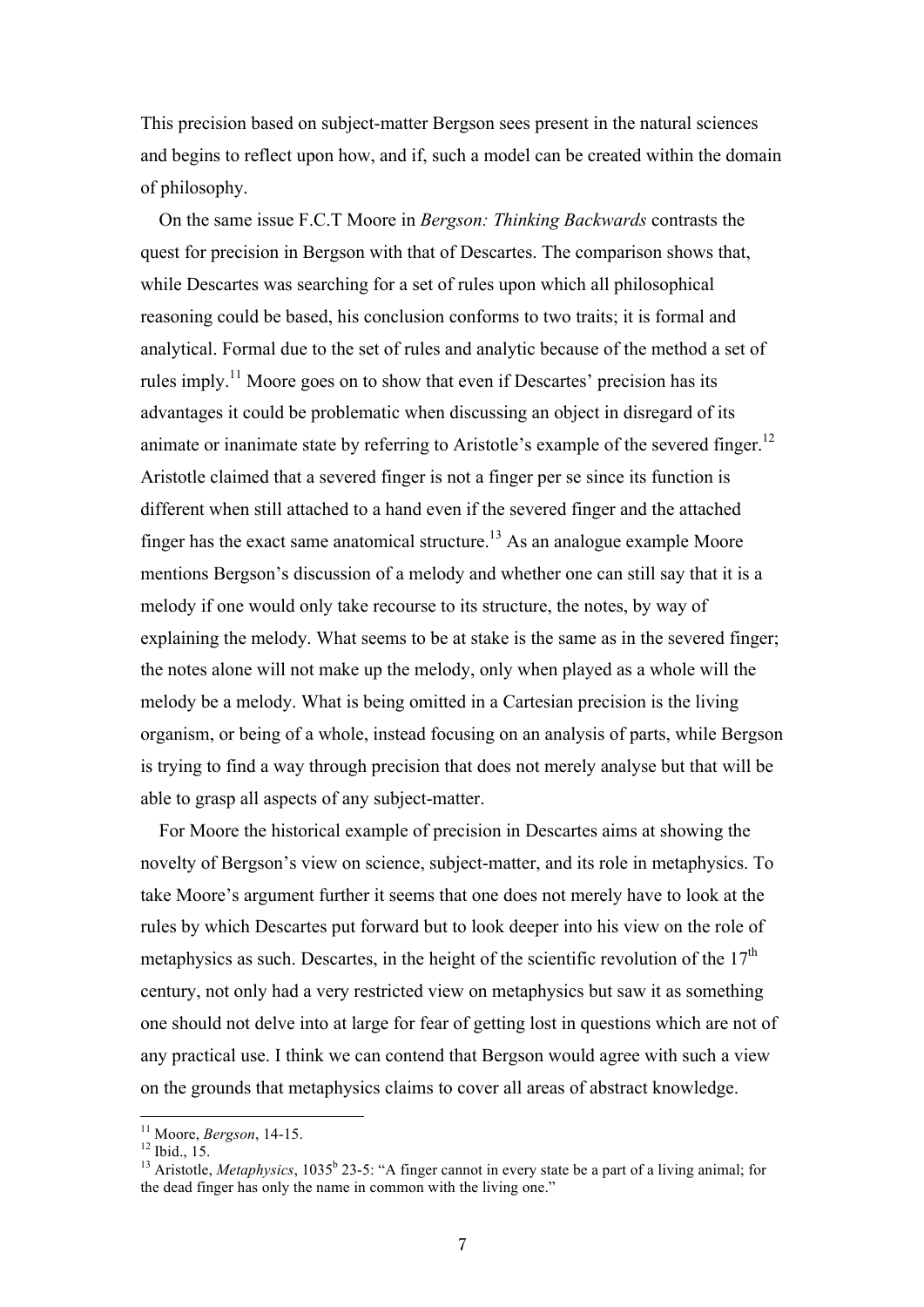This precision based on subject-matter Bergson sees present in the natural sciences and begins to reflect upon how, and if, such a model can be created within the domain of philosophy.

On the same issue F.C.T Moore in *Bergson: Thinking Backwards* contrasts the quest for precision in Bergson with that of Descartes. The comparison shows that, while Descartes was searching for a set of rules upon which all philosophical reasoning could be based, his conclusion conforms to two traits; it is formal and analytical. Formal due to the set of rules and analytic because of the method a set of rules imply.[11] Moore goes on to show that even if Descartes' precision has its advantages it could be problematic when discussing an object in disregard of its animate or inanimate state by referring to Aristotle's example of the severed finger.[12] Aristotle claimed that a severed finger is not a finger per se since its function is different when still attached to a hand even if the severed finger and the attached finger has the exact same anatomical structure.[13] As an analogue example Moore mentions Bergson's discussion of a melody and whether one can still say that it is a melody if one would only take recourse to its structure, the notes, by way of explaining the melody. What seems to be at stake is the same as in the severed finger; the notes alone will not make up the melody, only when played as a whole will the melody be a melody. What is being omitted in a Cartesian precision is the living organism, or being of a whole, instead focusing on an analysis of parts, while Bergson is trying to find a way through precision that does not merely analyse but that will be able to grasp all aspects of any subject-matter.

For Moore the historical example of precision in Descartes aims at showing the novelty of Bergson's view on science, subject-matter, and its role in metaphysics. To take Moore's argument further it seems that one does not merely have to look at the rules by which Descartes put forward but to look deeper into his view on the role of metaphysics as such. Descartes, in the height of the scientific revolution of the 17th century, not only had a very restricted view on metaphysics but saw it as something one should not delve into at large for fear of getting lost in questions which are not of any practical use. I think we can contend that Bergson would agree with such a view on the grounds that metaphysics claims to cover all areas of abstract knowledge.

---

[11] Moore, *Bergson*, 14-15.

[12] Ibid., 15.

[13] Aristotle, *Metaphysics*, 1035b 23-5: "A finger cannot in every state be a part of a living animal; for the dead finger has only the name in common with the living one."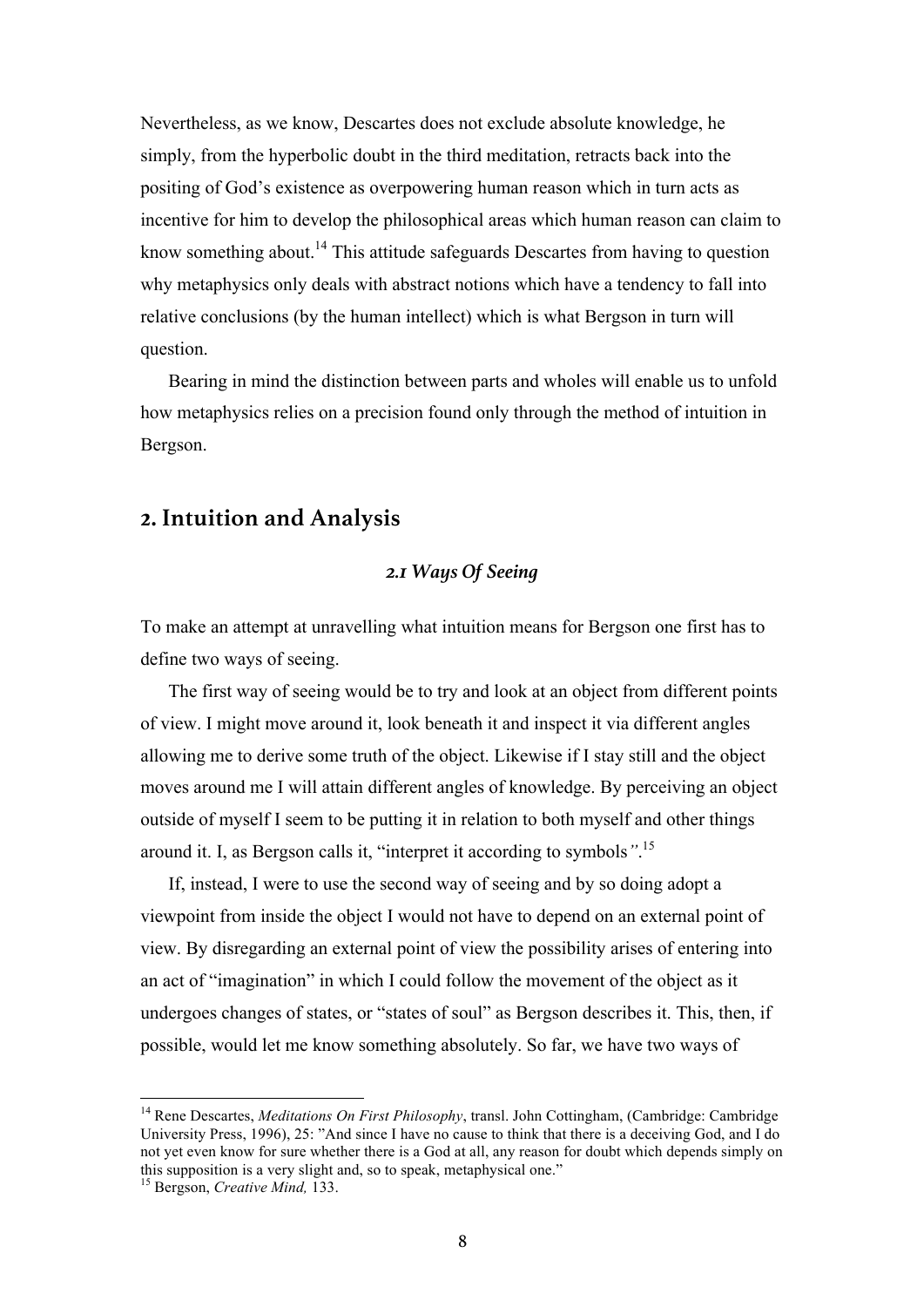Nevertheless, as we know, Descartes does not exclude absolute knowledge, he simply, from the hyperbolic doubt in the third meditation, retracts back into the positing of God's existence as overpowering human reason which in turn acts as incentive for him to develop the philosophical areas which human reason can claim to know something about.[14] This attitude safeguards Descartes from having to question why metaphysics only deals with abstract notions which have a tendency to fall into relative conclusions (by the human intellect) which is what Bergson in turn will question.

Bearing in mind the distinction between parts and wholes will enable us to unfold how metaphysics relies on a precision found only through the method of intuition in Bergson.

## 2. Intuition and Analysis

### *2.1 Ways Of Seeing*

To make an attempt at unravelling what intuition means for Bergson one first has to define two ways of seeing.

The first way of seeing would be to try and look at an object from different points of view. I might move around it, look beneath it and inspect it via different angles allowing me to derive some truth of the object. Likewise if I stay still and the object moves around me I will attain different angles of knowledge. By perceiving an object outside of myself I seem to be putting it in relation to both myself and other things around it. I, as Bergson calls it, "interpret it according to symbols".[15]

If, instead, I were to use the second way of seeing and by so doing adopt a viewpoint from inside the object I would not have to depend on an external point of view. By disregarding an external point of view the possibility arises of entering into an act of "imagination" in which I could follow the movement of the object as it undergoes changes of states, or "states of soul" as Bergson describes it. This, then, if possible, would let me know something absolutely. So far, we have two ways of

---

[14] Rene Descartes, *Meditations On First Philosophy*, transl. John Cottingham, (Cambridge: Cambridge University Press, 1996), 25: "And since I have no cause to think that there is a deceiving God, and I do not yet even know for sure whether there is a God at all, any reason for doubt which depends simply on this supposition is a very slight and, so to speak, metaphysical one."

[15] Bergson, *Creative Mind,* 133.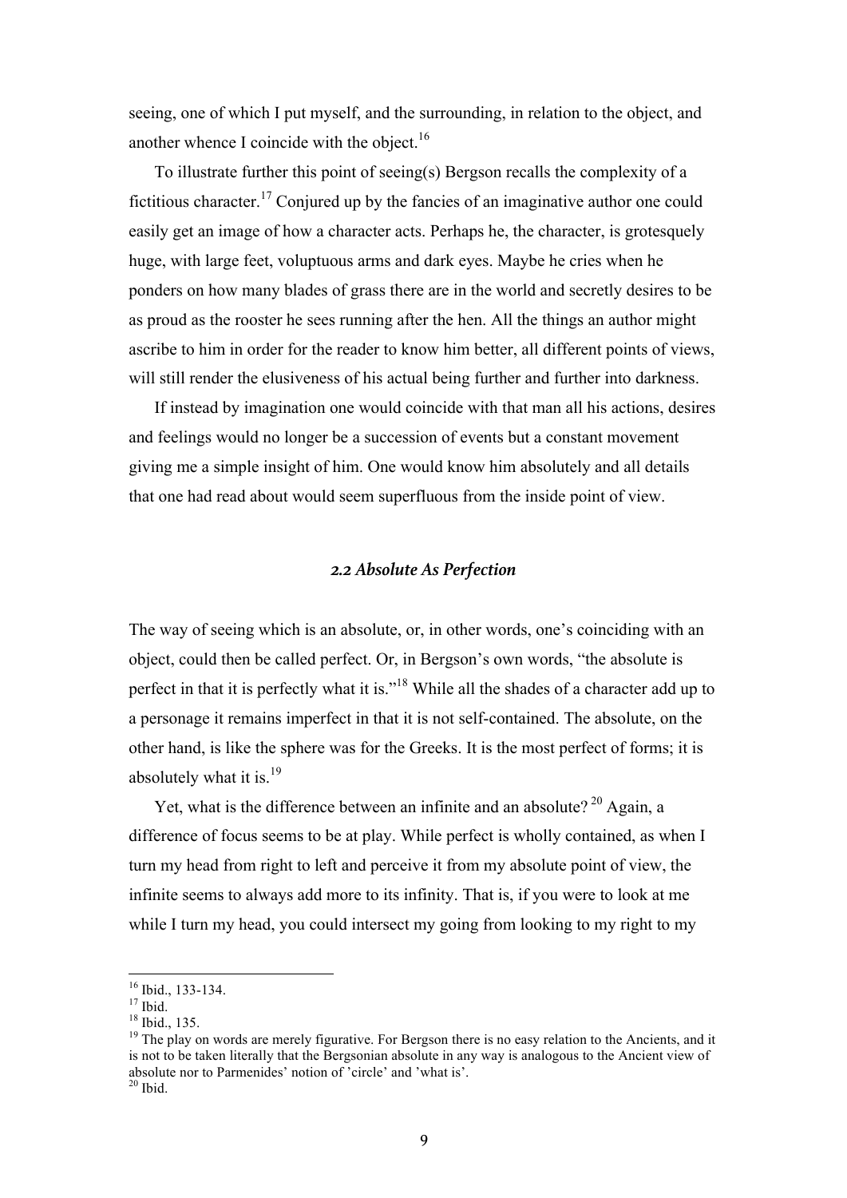seeing, one of which I put myself, and the surrounding, in relation to the object, and another whence I coincide with the object.[16]

To illustrate further this point of seeing(s) Bergson recalls the complexity of a fictitious character.[17] Conjured up by the fancies of an imaginative author one could easily get an image of how a character acts. Perhaps he, the character, is grotesquely huge, with large feet, voluptuous arms and dark eyes. Maybe he cries when he ponders on how many blades of grass there are in the world and secretly desires to be as proud as the rooster he sees running after the hen. All the things an author might ascribe to him in order for the reader to know him better, all different points of views, will still render the elusiveness of his actual being further and further into darkness.

If instead by imagination one would coincide with that man all his actions, desires and feelings would no longer be a succession of events but a constant movement giving me a simple insight of him. One would know him absolutely and all details that one had read about would seem superfluous from the inside point of view.

### *2.2 Absolute As Perfection*

The way of seeing which is an absolute, or, in other words, one's coinciding with an object, could then be called perfect. Or, in Bergson's own words, "the absolute is perfect in that it is perfectly what it is."[18] While all the shades of a character add up to a personage it remains imperfect in that it is not self-contained. The absolute, on the other hand, is like the sphere was for the Greeks. It is the most perfect of forms; it is absolutely what it is.[19]

Yet, what is the difference between an infinite and an absolute? [20] Again, a difference of focus seems to be at play. While perfect is wholly contained, as when I turn my head from right to left and perceive it from my absolute point of view, the infinite seems to always add more to its infinity. That is, if you were to look at me while I turn my head, you could intersect my going from looking to my right to my

---

[16] Ibid., 133-134.

[17] Ibid.

[18] Ibid., 135.

[19] The play on words are merely figurative. For Bergson there is no easy relation to the Ancients, and it is not to be taken literally that the Bergsonian absolute in any way is analogous to the Ancient view of absolute nor to Parmenides' notion of 'circle' and 'what is'.

[20] Ibid.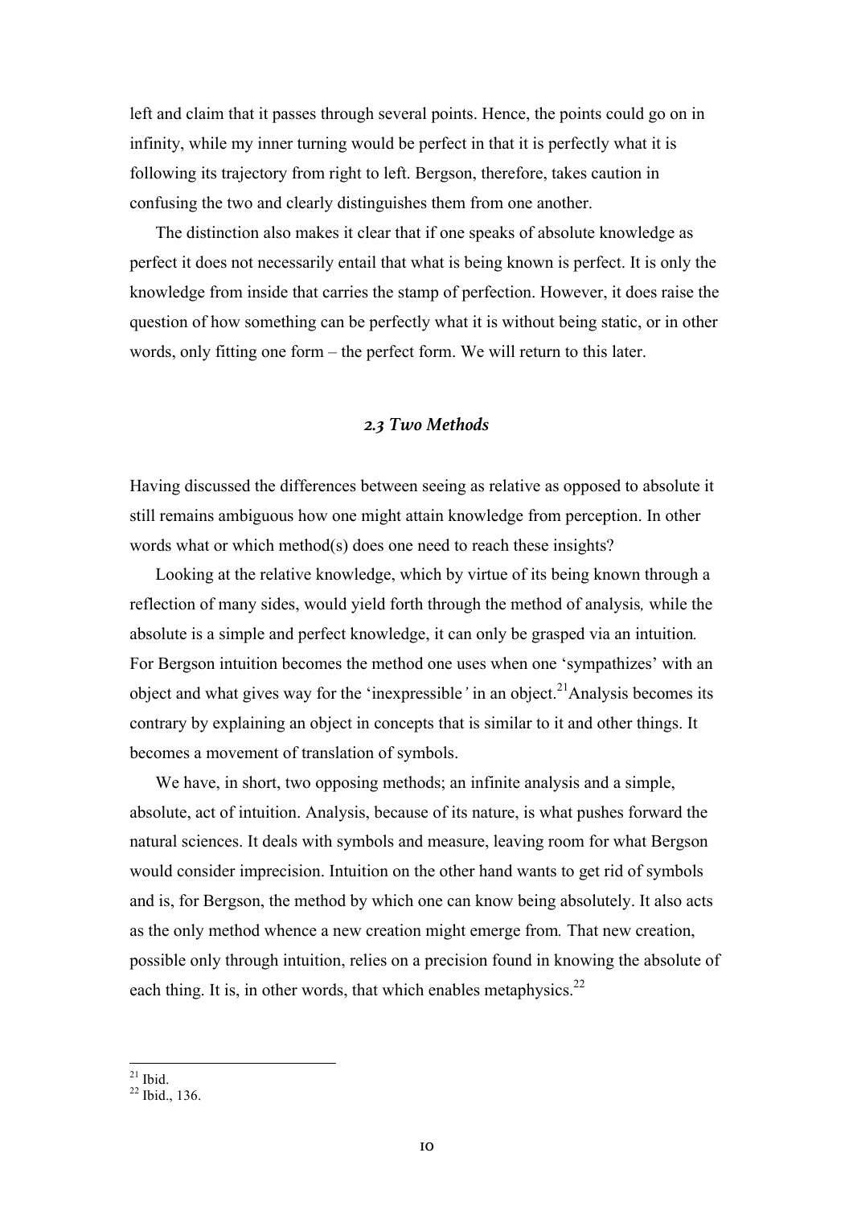left and claim that it passes through several points. Hence, the points could go on in infinity, while my inner turning would be perfect in that it is perfectly what it is following its trajectory from right to left. Bergson, therefore, takes caution in confusing the two and clearly distinguishes them from one another.

The distinction also makes it clear that if one speaks of absolute knowledge as perfect it does not necessarily entail that what is being known is perfect. It is only the knowledge from inside that carries the stamp of perfection. However, it does raise the question of how something can be perfectly what it is without being static, or in other words, only fitting one form – the perfect form. We will return to this later.

### *2.3 Two Methods*

Having discussed the differences between seeing as relative as opposed to absolute it still remains ambiguous how one might attain knowledge from perception. In other words what or which method(s) does one need to reach these insights?

Looking at the relative knowledge, which by virtue of its being known through a reflection of many sides, would yield forth through the method of analysis*,* while the absolute is a simple and perfect knowledge, it can only be grasped via an intuition*.* For Bergson intuition becomes the method one uses when one 'sympathizes' with an object and what gives way for the 'inexpressible*'* in an object.[21]Analysis becomes its contrary by explaining an object in concepts that is similar to it and other things. It becomes a movement of translation of symbols.

We have, in short, two opposing methods; an infinite analysis and a simple, absolute, act of intuition. Analysis, because of its nature, is what pushes forward the natural sciences. It deals with symbols and measure, leaving room for what Bergson would consider imprecision. Intuition on the other hand wants to get rid of symbols and is, for Bergson, the method by which one can know being absolutely. It also acts as the only method whence a new creation might emerge from*.* That new creation, possible only through intuition, relies on a precision found in knowing the absolute of each thing. It is, in other words, that which enables metaphysics.[22]

---

[21] Ibid.

[22] Ibid., 136.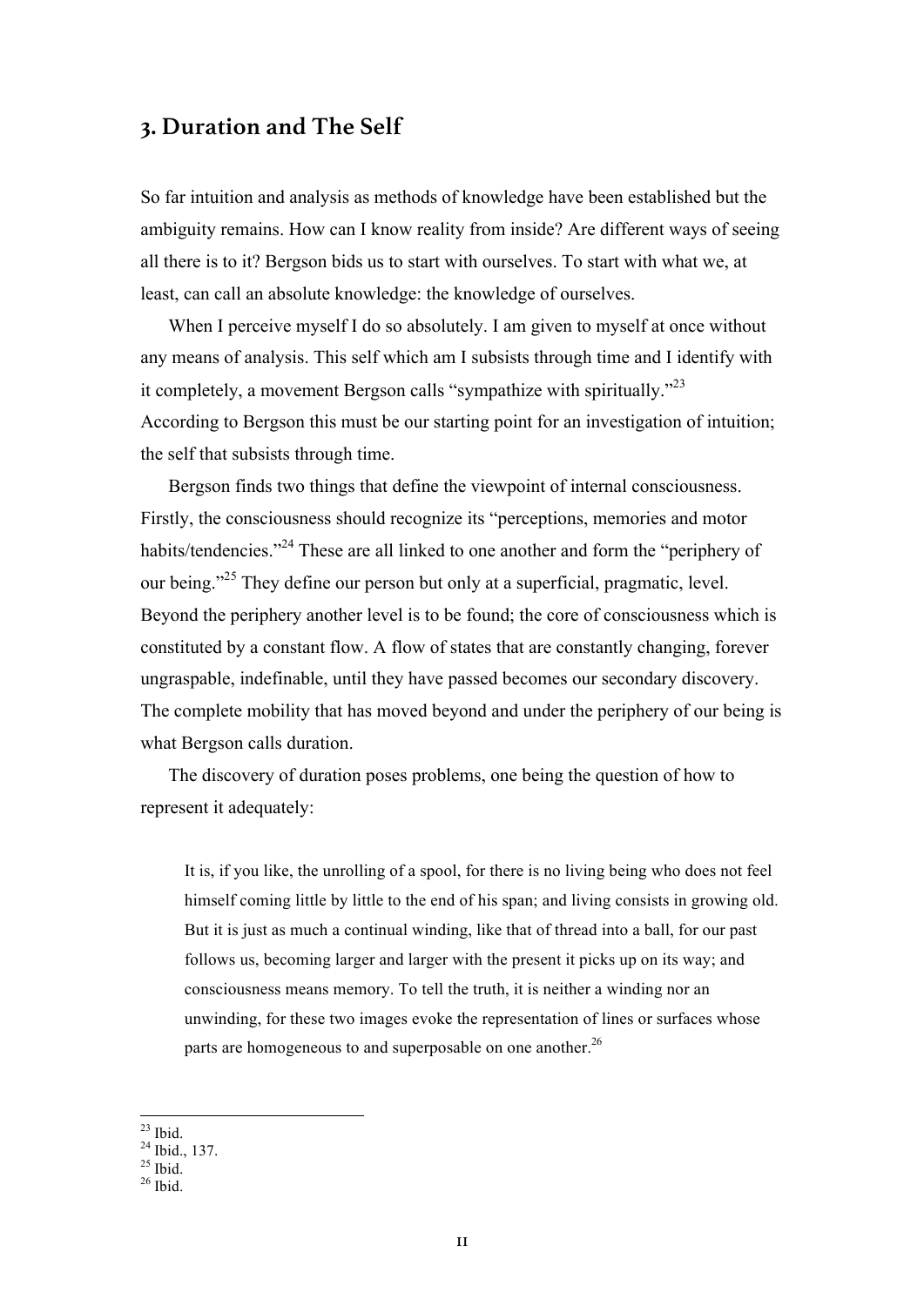## 3. Duration and The Self

So far intuition and analysis as methods of knowledge have been established but the ambiguity remains. How can I know reality from inside? Are different ways of seeing all there is to it? Bergson bids us to start with ourselves. To start with what we, at least, can call an absolute knowledge: the knowledge of ourselves.

When I perceive myself I do so absolutely. I am given to myself at once without any means of analysis. This self which am I subsists through time and I identify with it completely, a movement Bergson calls "sympathize with spiritually."[23] According to Bergson this must be our starting point for an investigation of intuition; the self that subsists through time.

Bergson finds two things that define the viewpoint of internal consciousness. Firstly, the consciousness should recognize its "perceptions, memories and motor habits/tendencies."[24] These are all linked to one another and form the "periphery of our being."[25] They define our person but only at a superficial, pragmatic, level. Beyond the periphery another level is to be found; the core of consciousness which is constituted by a constant flow. A flow of states that are constantly changing, forever ungraspable, indefinable, until they have passed becomes our secondary discovery. The complete mobility that has moved beyond and under the periphery of our being is what Bergson calls duration.

The discovery of duration poses problems, one being the question of how to represent it adequately:

> It is, if you like, the unrolling of a spool, for there is no living being who does not feel himself coming little by little to the end of his span; and living consists in growing old. But it is just as much a continual winding, like that of thread into a ball, for our past follows us, becoming larger and larger with the present it picks up on its way; and consciousness means memory. To tell the truth, it is neither a winding nor an unwinding, for these two images evoke the representation of lines or surfaces whose parts are homogeneous to and superposable on one another.[26]

---

[23] Ibid.
[24] Ibid., 137.
[25] Ibid.
[26] Ibid.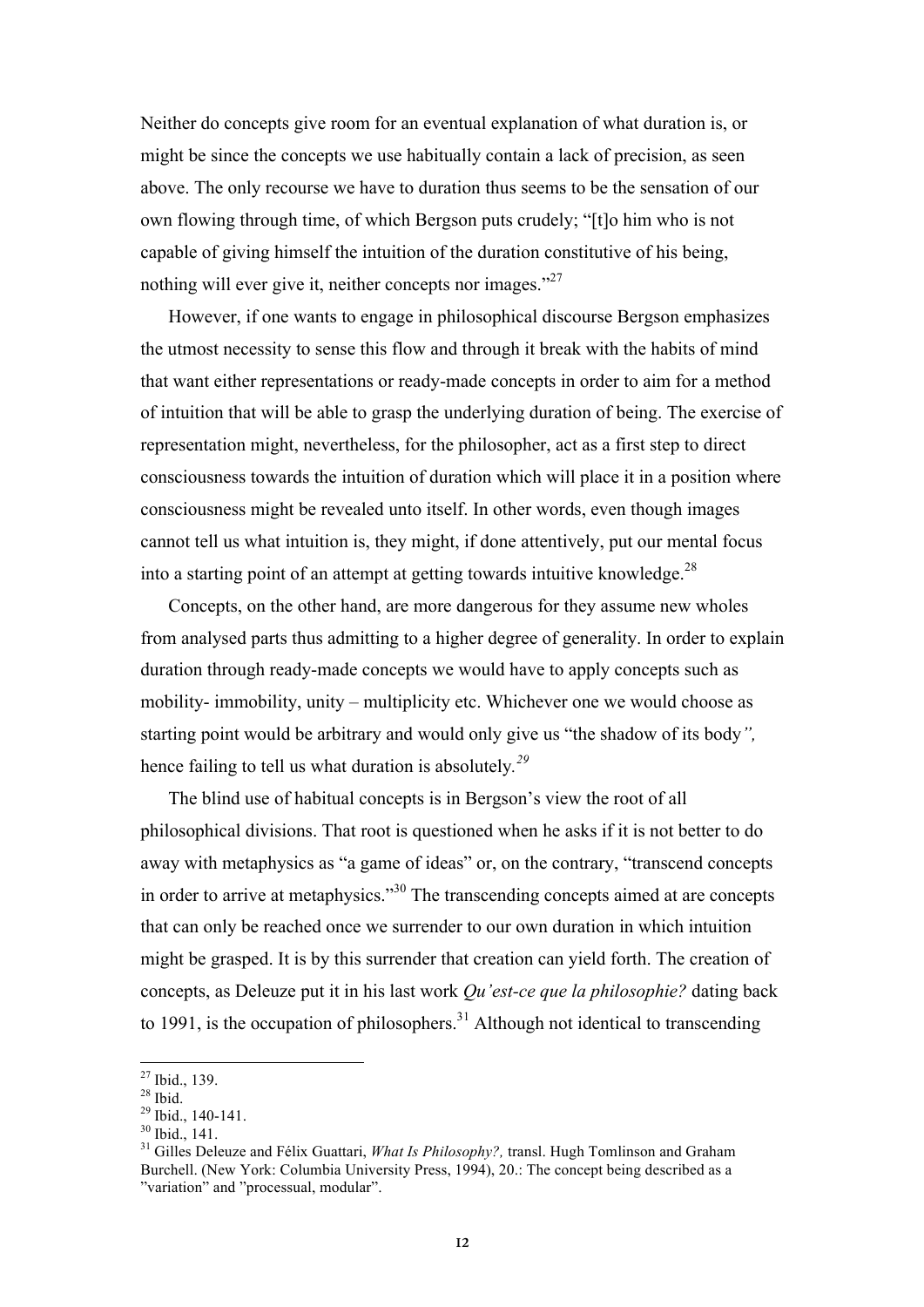Neither do concepts give room for an eventual explanation of what duration is, or might be since the concepts we use habitually contain a lack of precision, as seen above. The only recourse we have to duration thus seems to be the sensation of our own flowing through time, of which Bergson puts crudely; "[t]o him who is not capable of giving himself the intuition of the duration constitutive of his being, nothing will ever give it, neither concepts nor images."[27]

However, if one wants to engage in philosophical discourse Bergson emphasizes the utmost necessity to sense this flow and through it break with the habits of mind that want either representations or ready-made concepts in order to aim for a method of intuition that will be able to grasp the underlying duration of being. The exercise of representation might, nevertheless, for the philosopher, act as a first step to direct consciousness towards the intuition of duration which will place it in a position where consciousness might be revealed unto itself. In other words, even though images cannot tell us what intuition is, they might, if done attentively, put our mental focus into a starting point of an attempt at getting towards intuitive knowledge.[28]

Concepts, on the other hand, are more dangerous for they assume new wholes from analysed parts thus admitting to a higher degree of generality. In order to explain duration through ready-made concepts we would have to apply concepts such as mobility- immobility, unity – multiplicity etc. Whichever one we would choose as starting point would be arbitrary and would only give us "the shadow of its body*",* hence failing to tell us what duration is absolutely.[29]

The blind use of habitual concepts is in Bergson's view the root of all philosophical divisions. That root is questioned when he asks if it is not better to do away with metaphysics as "a game of ideas" or, on the contrary, "transcend concepts in order to arrive at metaphysics."[30] The transcending concepts aimed at are concepts that can only be reached once we surrender to our own duration in which intuition might be grasped. It is by this surrender that creation can yield forth. The creation of concepts, as Deleuze put it in his last work *Qu'est-ce que la philosophie?* dating back to 1991, is the occupation of philosophers.[31] Although not identical to transcending

---

[27] Ibid., 139.
[28] Ibid.
[29] Ibid., 140-141.
[30] Ibid., 141.
[31] Gilles Deleuze and Félix Guattari, *What Is Philosophy?,* transl. Hugh Tomlinson and Graham Burchell. (New York: Columbia University Press, 1994), 20.: The concept being described as a "variation" and "processual, modular".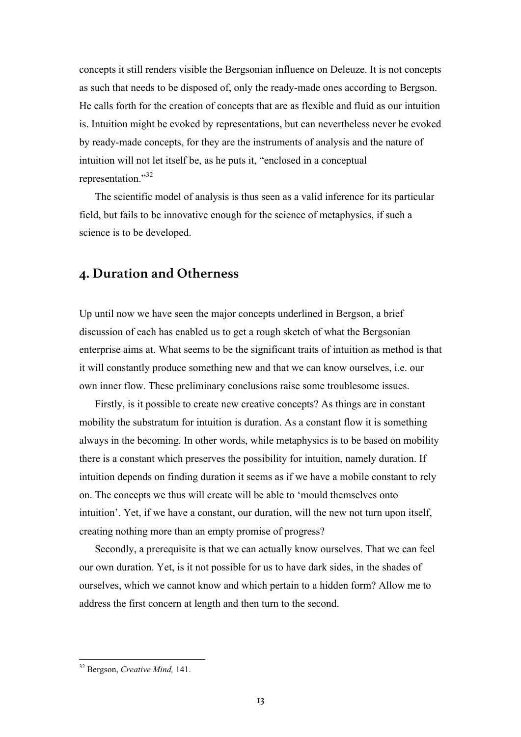concepts it still renders visible the Bergsonian influence on Deleuze. It is not concepts as such that needs to be disposed of, only the ready-made ones according to Bergson. He calls forth for the creation of concepts that are as flexible and fluid as our intuition is. Intuition might be evoked by representations, but can nevertheless never be evoked by ready-made concepts, for they are the instruments of analysis and the nature of intuition will not let itself be, as he puts it, "enclosed in a conceptual representation."[32]

The scientific model of analysis is thus seen as a valid inference for its particular field, but fails to be innovative enough for the science of metaphysics, if such a science is to be developed.

## 4. Duration and Otherness

Up until now we have seen the major concepts underlined in Bergson, a brief discussion of each has enabled us to get a rough sketch of what the Bergsonian enterprise aims at. What seems to be the significant traits of intuition as method is that it will constantly produce something new and that we can know ourselves, i.e. our own inner flow. These preliminary conclusions raise some troublesome issues.

Firstly, is it possible to create new creative concepts? As things are in constant mobility the substratum for intuition is duration. As a constant flow it is something always in the becoming*.* In other words, while metaphysics is to be based on mobility there is a constant which preserves the possibility for intuition, namely duration. If intuition depends on finding duration it seems as if we have a mobile constant to rely on. The concepts we thus will create will be able to 'mould themselves onto intuition'. Yet, if we have a constant, our duration, will the new not turn upon itself, creating nothing more than an empty promise of progress?

Secondly, a prerequisite is that we can actually know ourselves. That we can feel our own duration. Yet, is it not possible for us to have dark sides, in the shades of ourselves, which we cannot know and which pertain to a hidden form? Allow me to address the first concern at length and then turn to the second.

---

[32] Bergson, *Creative Mind,* 141.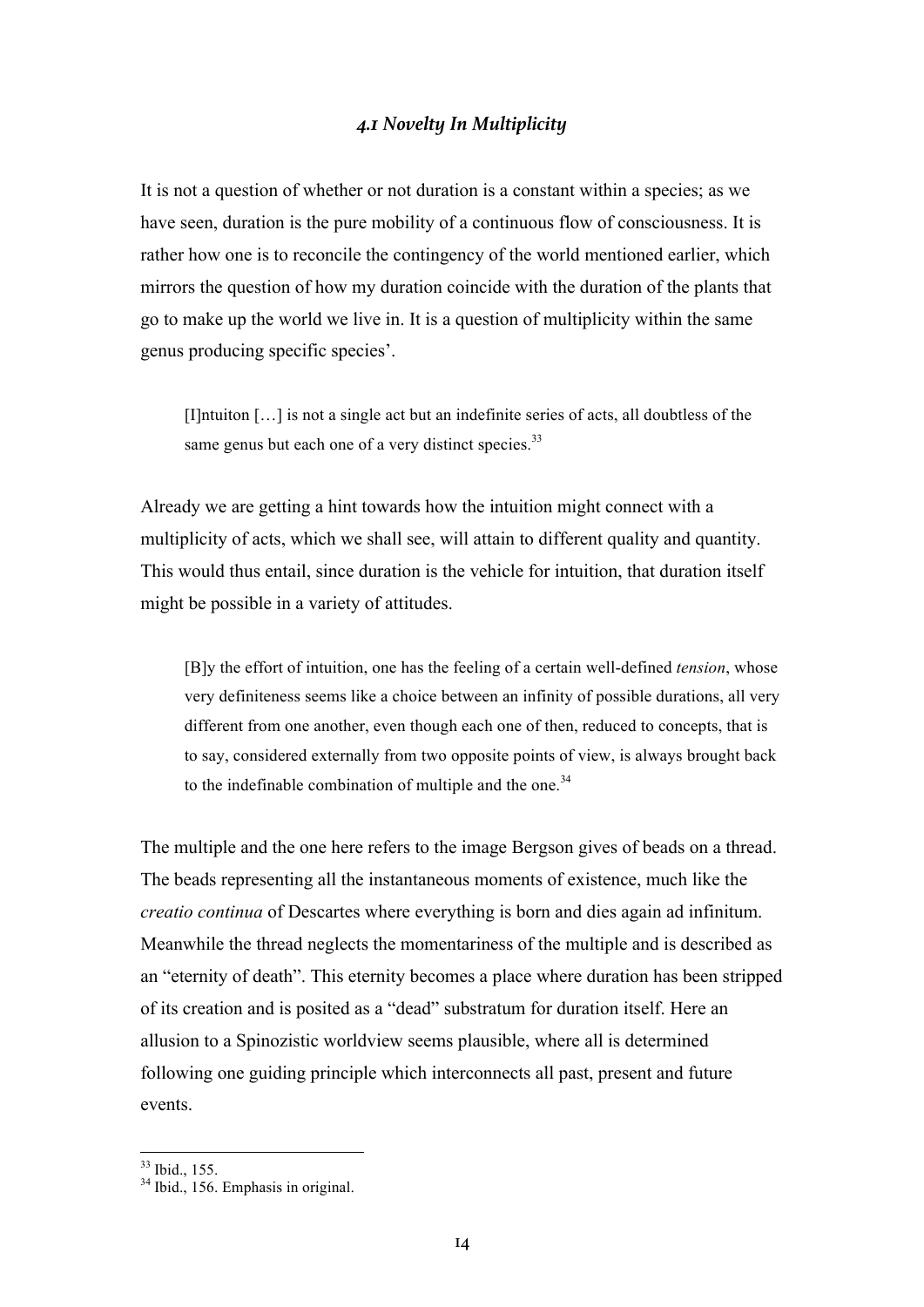### *4.1 Novelty In Multiplicity*

It is not a question of whether or not duration is a constant within a species; as we have seen, duration is the pure mobility of a continuous flow of consciousness. It is rather how one is to reconcile the contingency of the world mentioned earlier, which mirrors the question of how my duration coincide with the duration of the plants that go to make up the world we live in. It is a question of multiplicity within the same genus producing specific species'.

> [I]ntuiton […] is not a single act but an indefinite series of acts, all doubtless of the same genus but each one of a very distinct species.[33]

Already we are getting a hint towards how the intuition might connect with a multiplicity of acts, which we shall see, will attain to different quality and quantity. This would thus entail, since duration is the vehicle for intuition, that duration itself might be possible in a variety of attitudes.

> [B]y the effort of intuition, one has the feeling of a certain well-defined *tension*, whose very definiteness seems like a choice between an infinity of possible durations, all very different from one another, even though each one of then, reduced to concepts, that is to say, considered externally from two opposite points of view, is always brought back to the indefinable combination of multiple and the one.[34]

The multiple and the one here refers to the image Bergson gives of beads on a thread. The beads representing all the instantaneous moments of existence, much like the *creatio continua* of Descartes where everything is born and dies again ad infinitum. Meanwhile the thread neglects the momentariness of the multiple and is described as an "eternity of death". This eternity becomes a place where duration has been stripped of its creation and is posited as a "dead" substratum for duration itself. Here an allusion to a Spinozistic worldview seems plausible, where all is determined following one guiding principle which interconnects all past, present and future events.

---

[33] Ibid., 155.
[34] Ibid., 156. Emphasis in original.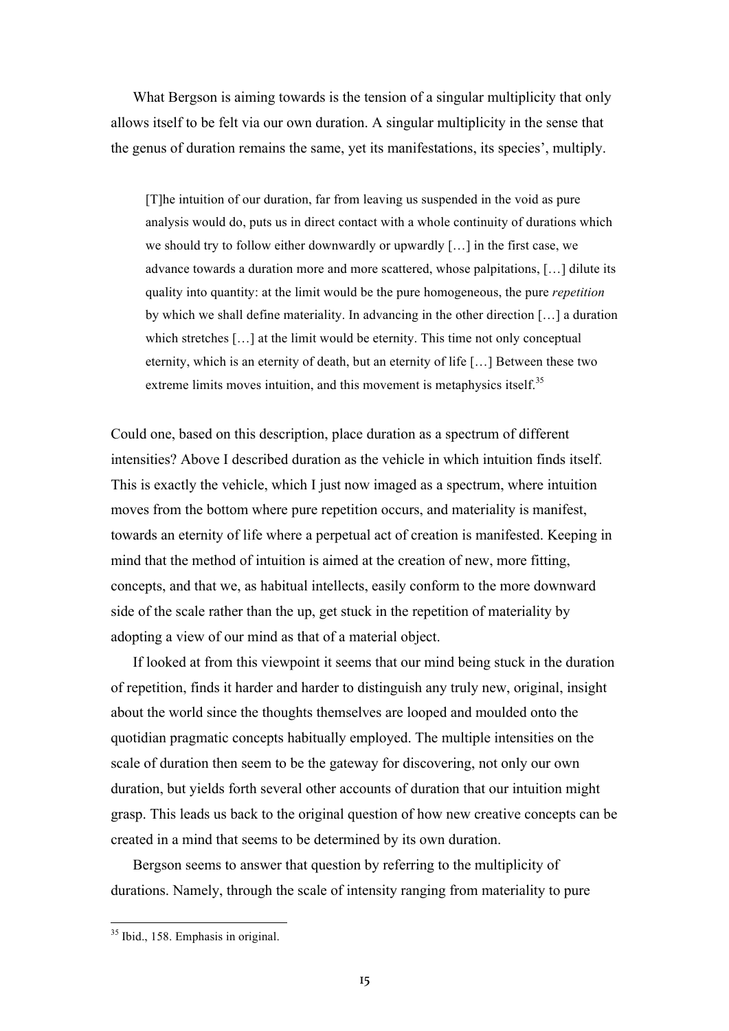What Bergson is aiming towards is the tension of a singular multiplicity that only allows itself to be felt via our own duration. A singular multiplicity in the sense that the genus of duration remains the same, yet its manifestations, its species', multiply.

> [T]he intuition of our duration, far from leaving us suspended in the void as pure analysis would do, puts us in direct contact with a whole continuity of durations which we should try to follow either downwardly or upwardly […] in the first case, we advance towards a duration more and more scattered, whose palpitations, […] dilute its quality into quantity: at the limit would be the pure homogeneous, the pure *repetition* by which we shall define materiality. In advancing in the other direction […] a duration which stretches […] at the limit would be eternity. This time not only conceptual eternity, which is an eternity of death, but an eternity of life […] Between these two extreme limits moves intuition, and this movement is metaphysics itself.[35]

Could one, based on this description, place duration as a spectrum of different intensities? Above I described duration as the vehicle in which intuition finds itself. This is exactly the vehicle, which I just now imaged as a spectrum, where intuition moves from the bottom where pure repetition occurs, and materiality is manifest, towards an eternity of life where a perpetual act of creation is manifested. Keeping in mind that the method of intuition is aimed at the creation of new, more fitting, concepts, and that we, as habitual intellects, easily conform to the more downward side of the scale rather than the up, get stuck in the repetition of materiality by adopting a view of our mind as that of a material object.

If looked at from this viewpoint it seems that our mind being stuck in the duration of repetition, finds it harder and harder to distinguish any truly new, original, insight about the world since the thoughts themselves are looped and moulded onto the quotidian pragmatic concepts habitually employed. The multiple intensities on the scale of duration then seem to be the gateway for discovering, not only our own duration, but yields forth several other accounts of duration that our intuition might grasp. This leads us back to the original question of how new creative concepts can be created in a mind that seems to be determined by its own duration.

Bergson seems to answer that question by referring to the multiplicity of durations. Namely, through the scale of intensity ranging from materiality to pure

---

[35] Ibid., 158. Emphasis in original.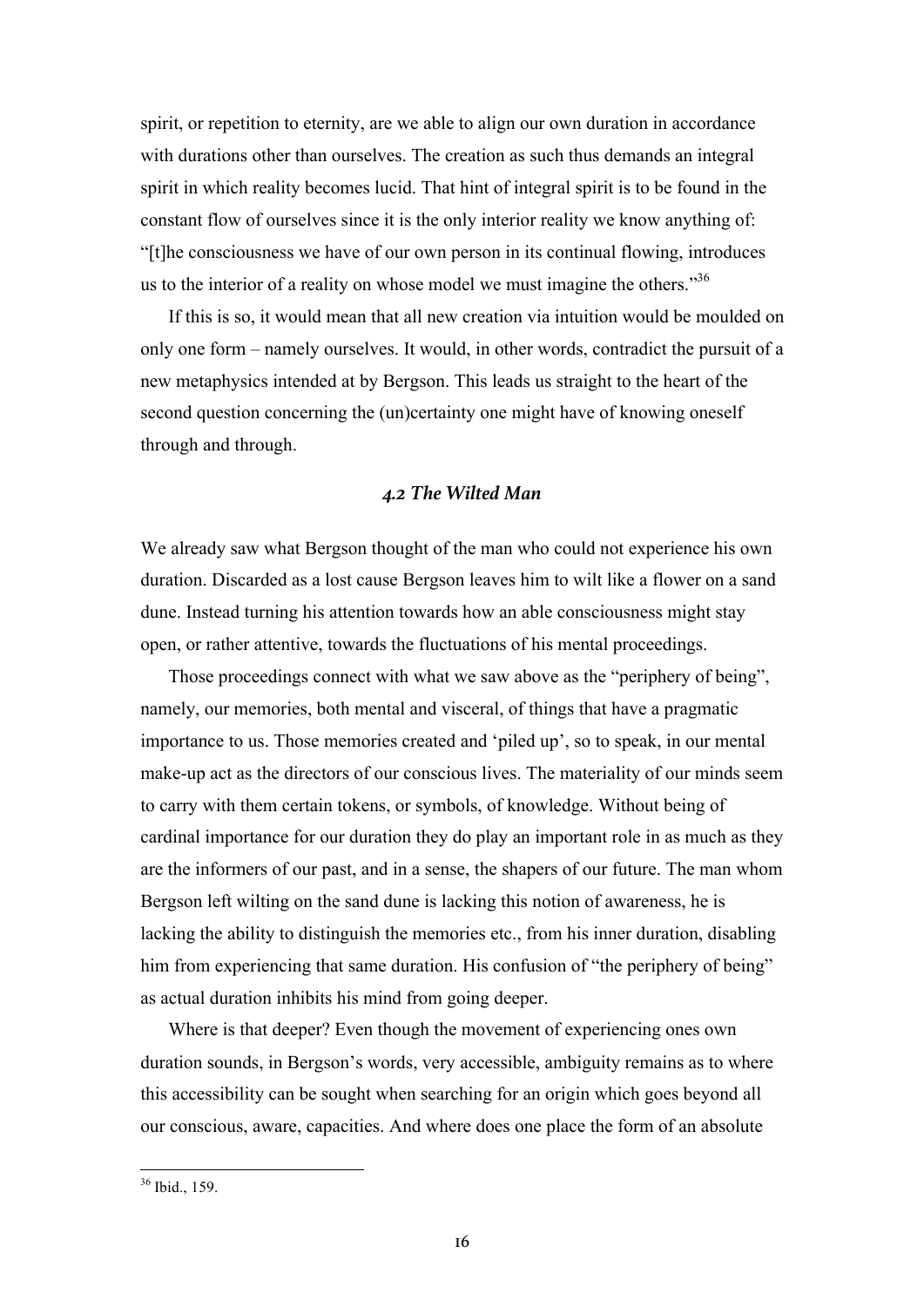spirit, or repetition to eternity, are we able to align our own duration in accordance with durations other than ourselves. The creation as such thus demands an integral spirit in which reality becomes lucid. That hint of integral spirit is to be found in the constant flow of ourselves since it is the only interior reality we know anything of: "[t]he consciousness we have of our own person in its continual flowing, introduces us to the interior of a reality on whose model we must imagine the others."[36]

If this is so, it would mean that all new creation via intuition would be moulded on only one form – namely ourselves. It would, in other words, contradict the pursuit of a new metaphysics intended at by Bergson. This leads us straight to the heart of the second question concerning the (un)certainty one might have of knowing oneself through and through.

### *4.2 The Wilted Man*

We already saw what Bergson thought of the man who could not experience his own duration. Discarded as a lost cause Bergson leaves him to wilt like a flower on a sand dune. Instead turning his attention towards how an able consciousness might stay open, or rather attentive, towards the fluctuations of his mental proceedings.

Those proceedings connect with what we saw above as the "periphery of being", namely, our memories, both mental and visceral, of things that have a pragmatic importance to us. Those memories created and 'piled up', so to speak, in our mental make-up act as the directors of our conscious lives. The materiality of our minds seem to carry with them certain tokens, or symbols, of knowledge. Without being of cardinal importance for our duration they do play an important role in as much as they are the informers of our past, and in a sense, the shapers of our future. The man whom Bergson left wilting on the sand dune is lacking this notion of awareness, he is lacking the ability to distinguish the memories etc., from his inner duration, disabling him from experiencing that same duration. His confusion of "the periphery of being" as actual duration inhibits his mind from going deeper.

Where is that deeper? Even though the movement of experiencing ones own duration sounds, in Bergson's words, very accessible, ambiguity remains as to where this accessibility can be sought when searching for an origin which goes beyond all our conscious, aware, capacities. And where does one place the form of an absolute

[36] Ibid., 159.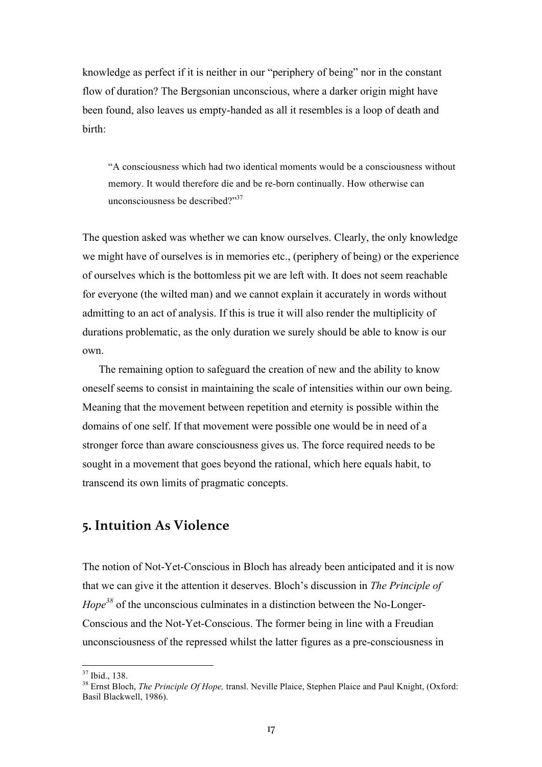knowledge as perfect if it is neither in our "periphery of being" nor in the constant flow of duration? The Bergsonian unconscious, where a darker origin might have been found, also leaves us empty-handed as all it resembles is a loop of death and birth:

> "A consciousness which had two identical moments would be a consciousness without memory. It would therefore die and be re-born continually. How otherwise can unconsciousness be described?"[37]

The question asked was whether we can know ourselves. Clearly, the only knowledge we might have of ourselves is in memories etc., (periphery of being) or the experience of ourselves which is the bottomless pit we are left with. It does not seem reachable for everyone (the wilted man) and we cannot explain it accurately in words without admitting to an act of analysis. If this is true it will also render the multiplicity of durations problematic, as the only duration we surely should be able to know is our own.

The remaining option to safeguard the creation of new and the ability to know oneself seems to consist in maintaining the scale of intensities within our own being. Meaning that the movement between repetition and eternity is possible within the domains of one self. If that movement were possible one would be in need of a stronger force than aware consciousness gives us. The force required needs to be sought in a movement that goes beyond the rational, which here equals habit, to transcend its own limits of pragmatic concepts.

## 5. Intuition As Violence

The notion of Not-Yet-Conscious in Bloch has already been anticipated and it is now that we can give it the attention it deserves. Bloch's discussion in *The Principle of Hope*[38] of the unconscious culminates in a distinction between the No-Longer-Conscious and the Not-Yet-Conscious. The former being in line with a Freudian unconsciousness of the repressed whilst the latter figures as a pre-consciousness in

---

[37] Ibid., 138.

[38] Ernst Bloch, *The Principle Of Hope,* transl. Neville Plaice, Stephen Plaice and Paul Knight, (Oxford: Basil Blackwell, 1986).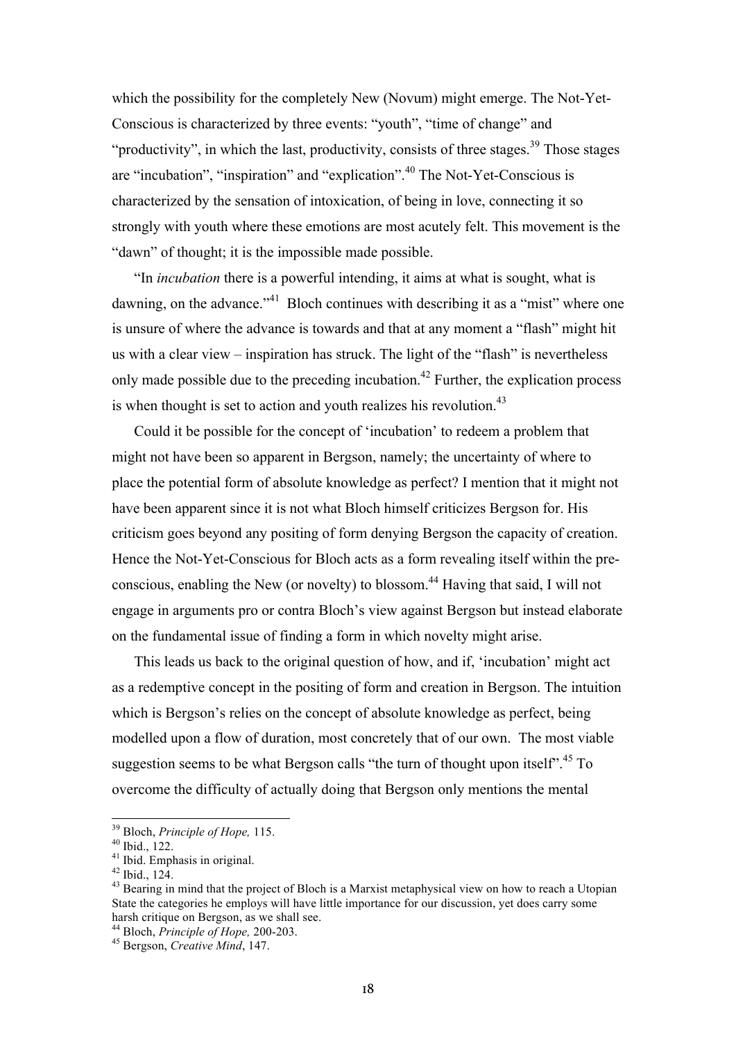which the possibility for the completely New (Novum) might emerge. The Not-Yet-Conscious is characterized by three events: "youth", "time of change" and "productivity", in which the last, productivity, consists of three stages.[39] Those stages are "incubation", "inspiration" and "explication".[40] The Not-Yet-Conscious is characterized by the sensation of intoxication, of being in love, connecting it so strongly with youth where these emotions are most acutely felt. This movement is the "dawn" of thought; it is the impossible made possible.

"In *incubation* there is a powerful intending, it aims at what is sought, what is dawning, on the advance."[41] Bloch continues with describing it as a "mist" where one is unsure of where the advance is towards and that at any moment a "flash" might hit us with a clear view – inspiration has struck. The light of the "flash" is nevertheless only made possible due to the preceding incubation.[42] Further, the explication process is when thought is set to action and youth realizes his revolution.[43]

Could it be possible for the concept of 'incubation' to redeem a problem that might not have been so apparent in Bergson, namely; the uncertainty of where to place the potential form of absolute knowledge as perfect? I mention that it might not have been apparent since it is not what Bloch himself criticizes Bergson for. His criticism goes beyond any positing of form denying Bergson the capacity of creation. Hence the Not-Yet-Conscious for Bloch acts as a form revealing itself within the pre-conscious, enabling the New (or novelty) to blossom.[44] Having that said, I will not engage in arguments pro or contra Bloch's view against Bergson but instead elaborate on the fundamental issue of finding a form in which novelty might arise.

This leads us back to the original question of how, and if, 'incubation' might act as a redemptive concept in the positing of form and creation in Bergson. The intuition which is Bergson's relies on the concept of absolute knowledge as perfect, being modelled upon a flow of duration, most concretely that of our own. The most viable suggestion seems to be what Bergson calls "the turn of thought upon itself".[45] To overcome the difficulty of actually doing that Bergson only mentions the mental

---

[39] Bloch, *Principle of Hope,* 115.
[40] Ibid., 122.
[41] Ibid. Emphasis in original.
[42] Ibid., 124.
[43] Bearing in mind that the project of Bloch is a Marxist metaphysical view on how to reach a Utopian State the categories he employs will have little importance for our discussion, yet does carry some harsh critique on Bergson, as we shall see.
[44] Bloch, *Principle of Hope,* 200-203.
[45] Bergson, *Creative Mind*, 147.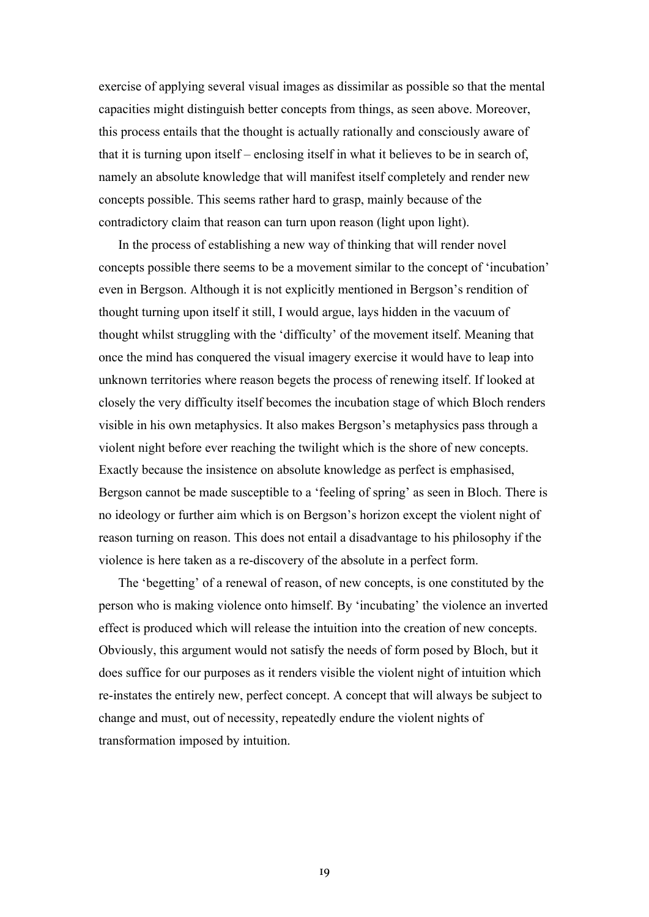exercise of applying several visual images as dissimilar as possible so that the mental capacities might distinguish better concepts from things, as seen above. Moreover, this process entails that the thought is actually rationally and consciously aware of that it is turning upon itself – enclosing itself in what it believes to be in search of, namely an absolute knowledge that will manifest itself completely and render new concepts possible. This seems rather hard to grasp, mainly because of the contradictory claim that reason can turn upon reason (light upon light).

In the process of establishing a new way of thinking that will render novel concepts possible there seems to be a movement similar to the concept of 'incubation' even in Bergson. Although it is not explicitly mentioned in Bergson's rendition of thought turning upon itself it still, I would argue, lays hidden in the vacuum of thought whilst struggling with the 'difficulty' of the movement itself. Meaning that once the mind has conquered the visual imagery exercise it would have to leap into unknown territories where reason begets the process of renewing itself. If looked at closely the very difficulty itself becomes the incubation stage of which Bloch renders visible in his own metaphysics. It also makes Bergson's metaphysics pass through a violent night before ever reaching the twilight which is the shore of new concepts. Exactly because the insistence on absolute knowledge as perfect is emphasised, Bergson cannot be made susceptible to a 'feeling of spring' as seen in Bloch. There is no ideology or further aim which is on Bergson's horizon except the violent night of reason turning on reason. This does not entail a disadvantage to his philosophy if the violence is here taken as a re-discovery of the absolute in a perfect form.

The 'begetting' of a renewal of reason, of new concepts, is one constituted by the person who is making violence onto himself. By 'incubating' the violence an inverted effect is produced which will release the intuition into the creation of new concepts. Obviously, this argument would not satisfy the needs of form posed by Bloch, but it does suffice for our purposes as it renders visible the violent night of intuition which re-instates the entirely new, perfect concept. A concept that will always be subject to change and must, out of necessity, repeatedly endure the violent nights of transformation imposed by intuition.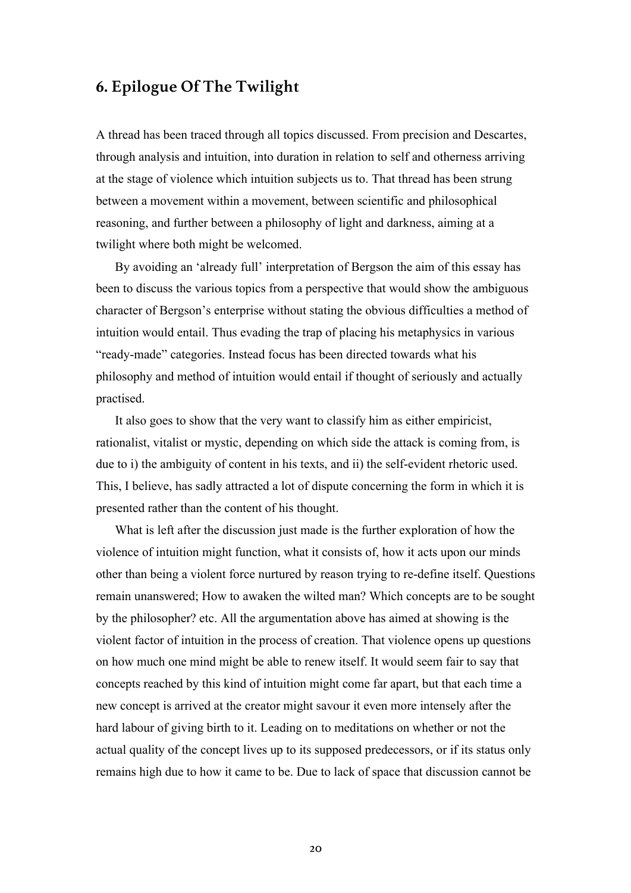## 6. Epilogue Of The Twilight

A thread has been traced through all topics discussed. From precision and Descartes, through analysis and intuition, into duration in relation to self and otherness arriving at the stage of violence which intuition subjects us to. That thread has been strung between a movement within a movement, between scientific and philosophical reasoning, and further between a philosophy of light and darkness, aiming at a twilight where both might be welcomed.

By avoiding an 'already full' interpretation of Bergson the aim of this essay has been to discuss the various topics from a perspective that would show the ambiguous character of Bergson's enterprise without stating the obvious difficulties a method of intuition would entail. Thus evading the trap of placing his metaphysics in various "ready-made" categories. Instead focus has been directed towards what his philosophy and method of intuition would entail if thought of seriously and actually practised.

It also goes to show that the very want to classify him as either empiricist, rationalist, vitalist or mystic, depending on which side the attack is coming from, is due to i) the ambiguity of content in his texts, and ii) the self-evident rhetoric used. This, I believe, has sadly attracted a lot of dispute concerning the form in which it is presented rather than the content of his thought.

What is left after the discussion just made is the further exploration of how the violence of intuition might function, what it consists of, how it acts upon our minds other than being a violent force nurtured by reason trying to re-define itself. Questions remain unanswered; How to awaken the wilted man? Which concepts are to be sought by the philosopher? etc. All the argumentation above has aimed at showing is the violent factor of intuition in the process of creation. That violence opens up questions on how much one mind might be able to renew itself. It would seem fair to say that concepts reached by this kind of intuition might come far apart, but that each time a new concept is arrived at the creator might savour it even more intensely after the hard labour of giving birth to it. Leading on to meditations on whether or not the actual quality of the concept lives up to its supposed predecessors, or if its status only remains high due to how it came to be. Due to lack of space that discussion cannot be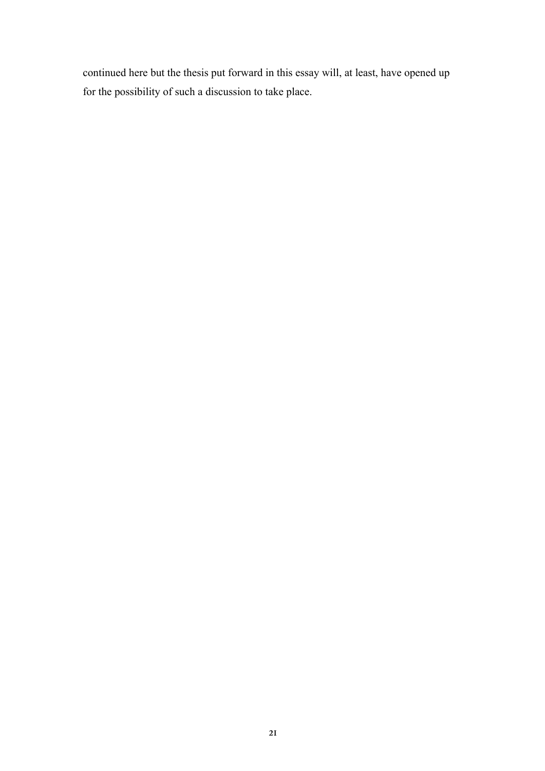continued here but the thesis put forward in this essay will, at least, have opened up for the possibility of such a discussion to take place.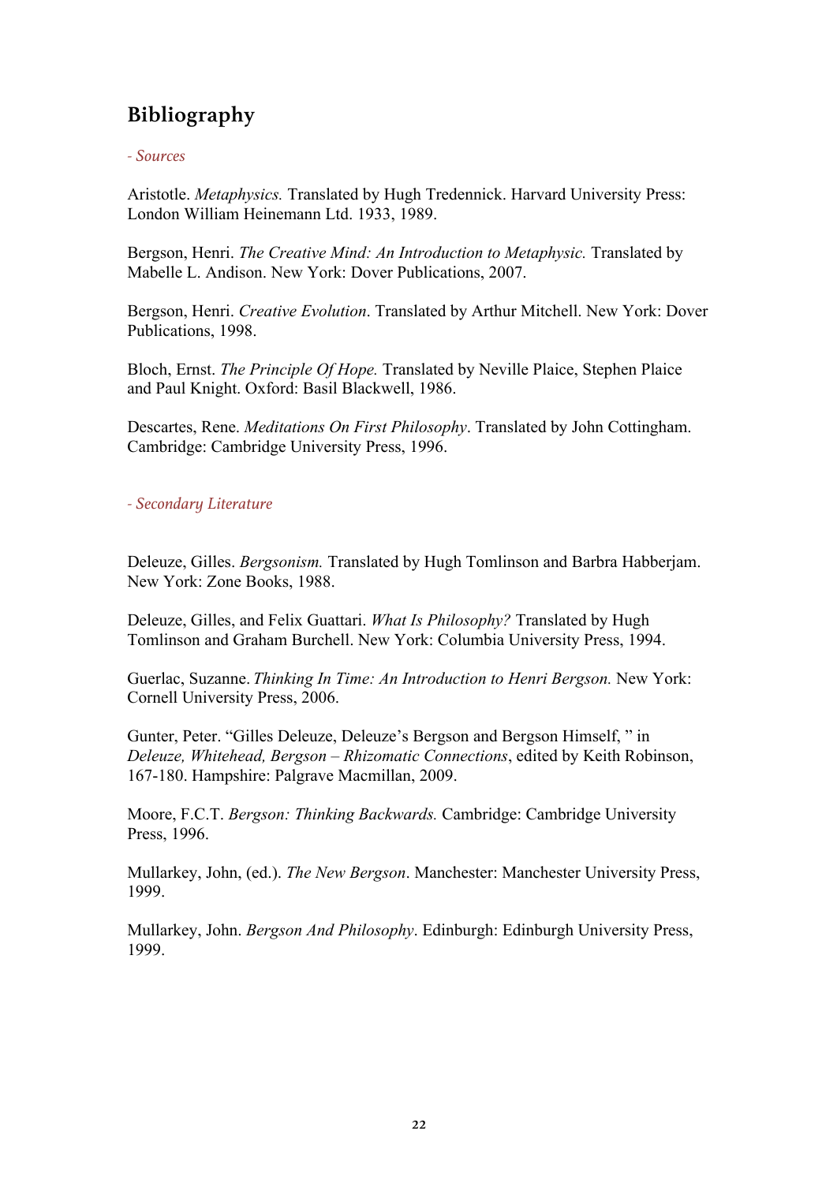# Bibliography

*- Sources*

Aristotle. *Metaphysics.* Translated by Hugh Tredennick. Harvard University Press: London William Heinemann Ltd. 1933, 1989.

Bergson, Henri. *The Creative Mind: An Introduction to Metaphysic.* Translated by Mabelle L. Andison. New York: Dover Publications, 2007.

Bergson, Henri. *Creative Evolution*. Translated by Arthur Mitchell. New York: Dover Publications, 1998.

Bloch, Ernst. *The Principle Of Hope.* Translated by Neville Plaice, Stephen Plaice and Paul Knight. Oxford: Basil Blackwell, 1986.

Descartes, Rene. *Meditations On First Philosophy*. Translated by John Cottingham. Cambridge: Cambridge University Press, 1996.

*- Secondary Literature*

Deleuze, Gilles. *Bergsonism.* Translated by Hugh Tomlinson and Barbra Habberjam. New York: Zone Books, 1988.

Deleuze, Gilles, and Felix Guattari. *What Is Philosophy?* Translated by Hugh Tomlinson and Graham Burchell. New York: Columbia University Press, 1994.

Guerlac, Suzanne. *Thinking In Time: An Introduction to Henri Bergson.* New York: Cornell University Press, 2006.

Gunter, Peter. "Gilles Deleuze, Deleuze's Bergson and Bergson Himself, " in *Deleuze, Whitehead, Bergson – Rhizomatic Connections*, edited by Keith Robinson, 167-180. Hampshire: Palgrave Macmillan, 2009.

Moore, F.C.T. *Bergson: Thinking Backwards.* Cambridge: Cambridge University Press, 1996.

Mullarkey, John, (ed.). *The New Bergson*. Manchester: Manchester University Press, 1999.

Mullarkey, John. *Bergson And Philosophy*. Edinburgh: Edinburgh University Press, 1999.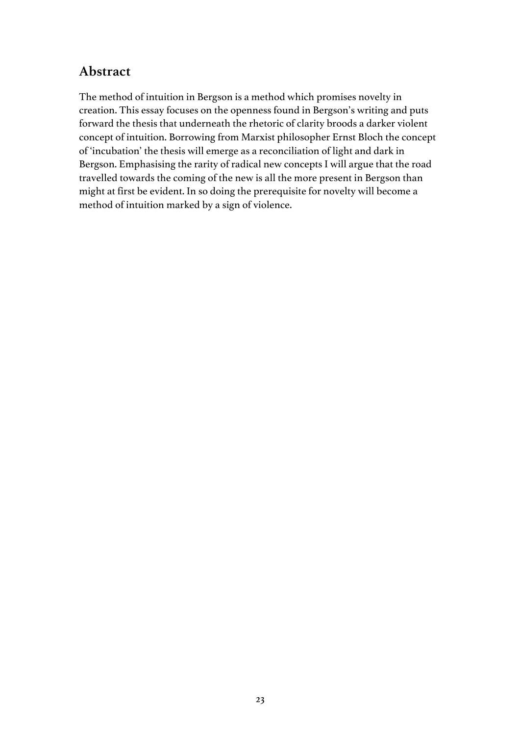## Abstract

The method of intuition in Bergson is a method which promises novelty in creation. This essay focuses on the openness found in Bergson's writing and puts forward the thesis that underneath the rhetoric of clarity broods a darker violent concept of intuition. Borrowing from Marxist philosopher Ernst Bloch the concept of 'incubation' the thesis will emerge as a reconciliation of light and dark in Bergson. Emphasising the rarity of radical new concepts I will argue that the road travelled towards the coming of the new is all the more present in Bergson than might at first be evident. In so doing the prerequisite for novelty will become a method of intuition marked by a sign of violence.